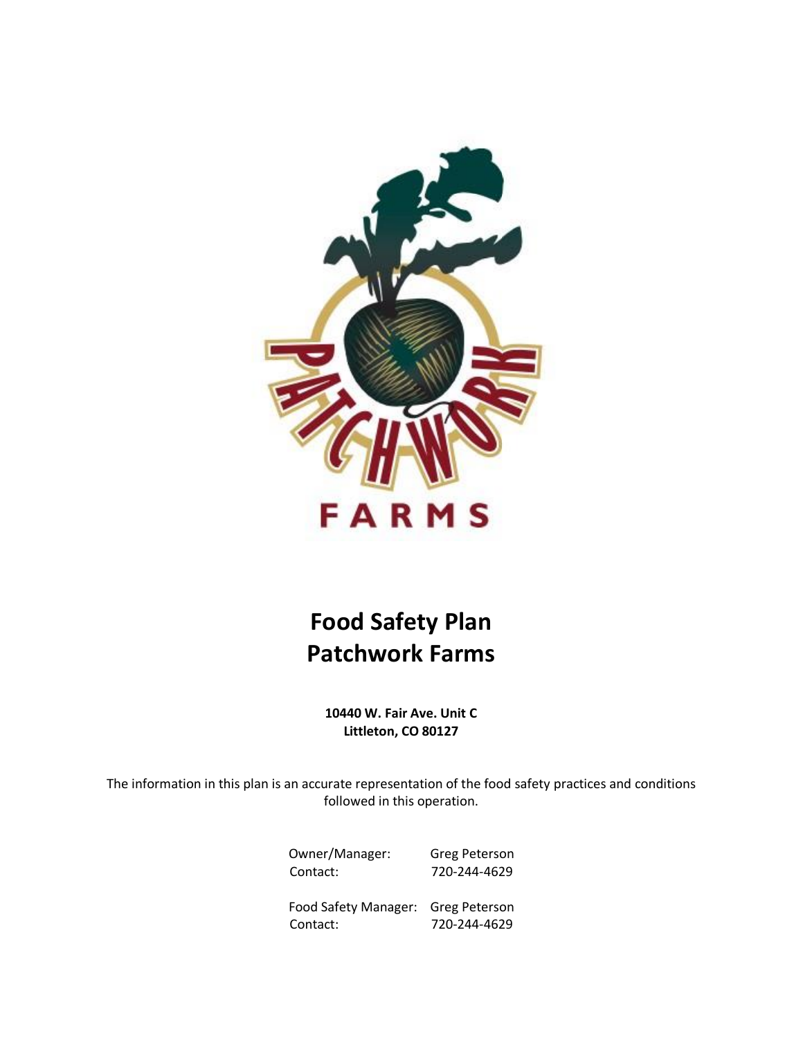# Food Safety Plan
# Patchwork Farms

**10440 W. Fair Ave. Unit C**
**Littleton, CO 80127**

The information in this plan is an accurate representation of the food safety practices and conditions followed in this operation.

| | |
|---|---|
| Owner/Manager: | Greg Peterson |
| Contact: | 720-244-4629 |
| | |
| Food Safety Manager: | Greg Peterson |
| Contact: | 720-244-4629 |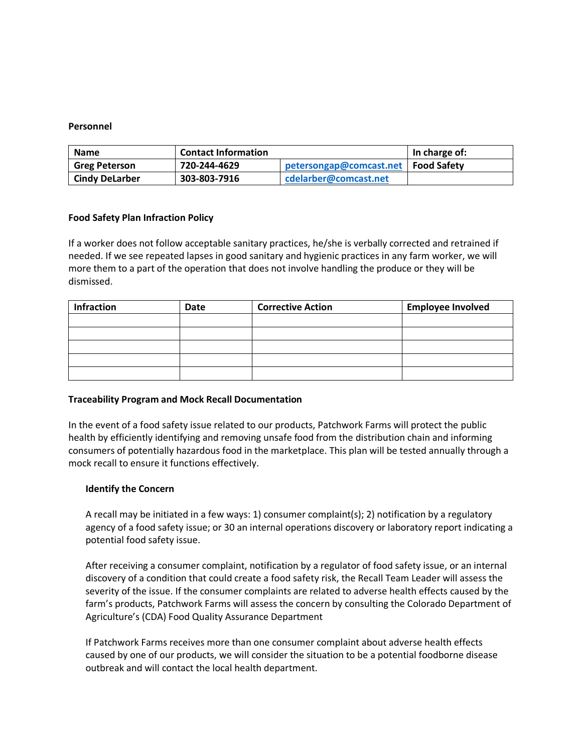**Personnel**

| Name | Contact Information | | In charge of: |
|---|---|---|---|
| Greg Peterson | 720-244-4629 | petersongap@comcast.net | Food Safety |
| Cindy DeLarber | 303-803-7916 | cdelarber@comcast.net | |

**Food Safety Plan Infraction Policy**

If a worker does not follow acceptable sanitary practices, he/she is verbally corrected and retrained if needed. If we see repeated lapses in good sanitary and hygienic practices in any farm worker, we will more them to a part of the operation that does not involve handling the produce or they will be dismissed.

| Infraction | Date | Corrective Action | Employee Involved |
|---|---|---|---|
| | | | |
| | | | |
| | | | |
| | | | |
| | | | |

**Traceability Program and Mock Recall Documentation**

In the event of a food safety issue related to our products, Patchwork Farms will protect the public health by efficiently identifying and removing unsafe food from the distribution chain and informing consumers of potentially hazardous food in the marketplace. This plan will be tested annually through a mock recall to ensure it functions effectively.

**Identify the Concern**

A recall may be initiated in a few ways: 1) consumer complaint(s); 2) notification by a regulatory agency of a food safety issue; or 30 an internal operations discovery or laboratory report indicating a potential food safety issue.

After receiving a consumer complaint, notification by a regulator of food safety issue, or an internal discovery of a condition that could create a food safety risk, the Recall Team Leader will assess the severity of the issue. If the consumer complaints are related to adverse health effects caused by the farm's products, Patchwork Farms will assess the concern by consulting the Colorado Department of Agriculture's (CDA) Food Quality Assurance Department

If Patchwork Farms receives more than one consumer complaint about adverse health effects caused by one of our products, we will consider the situation to be a potential foodborne disease outbreak and will contact the local health department.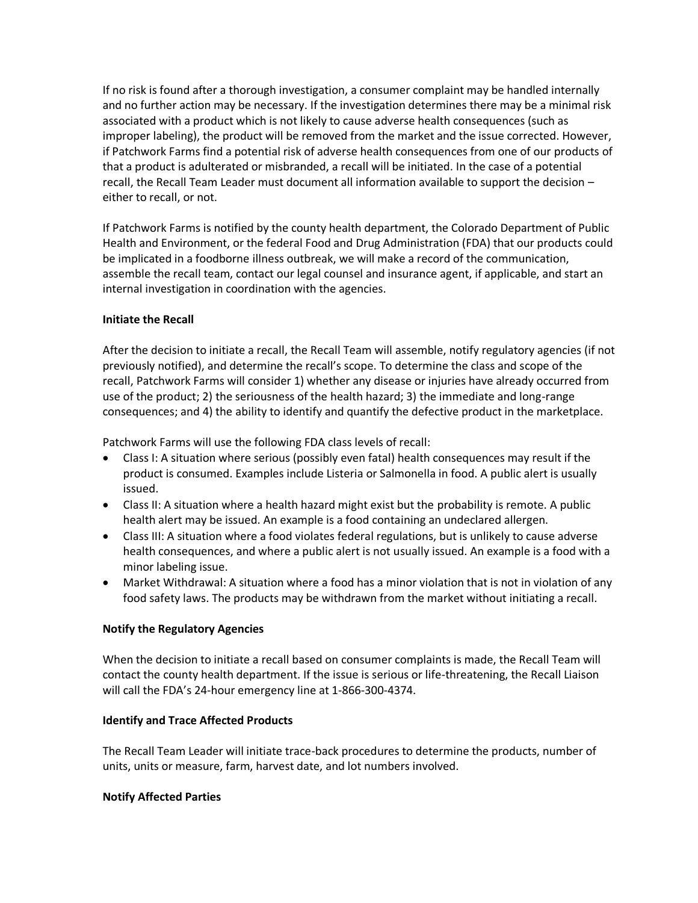If no risk is found after a thorough investigation, a consumer complaint may be handled internally and no further action may be necessary. If the investigation determines there may be a minimal risk associated with a product which is not likely to cause adverse health consequences (such as improper labeling), the product will be removed from the market and the issue corrected. However, if Patchwork Farms find a potential risk of adverse health consequences from one of our products of that a product is adulterated or misbranded, a recall will be initiated. In the case of a potential recall, the Recall Team Leader must document all information available to support the decision – either to recall, or not.

If Patchwork Farms is notified by the county health department, the Colorado Department of Public Health and Environment, or the federal Food and Drug Administration (FDA) that our products could be implicated in a foodborne illness outbreak, we will make a record of the communication, assemble the recall team, contact our legal counsel and insurance agent, if applicable, and start an internal investigation in coordination with the agencies.

**Initiate the Recall**

After the decision to initiate a recall, the Recall Team will assemble, notify regulatory agencies (if not previously notified), and determine the recall's scope. To determine the class and scope of the recall, Patchwork Farms will consider 1) whether any disease or injuries have already occurred from use of the product; 2) the seriousness of the health hazard; 3) the immediate and long-range consequences; and 4) the ability to identify and quantify the defective product in the marketplace.

Patchwork Farms will use the following FDA class levels of recall:

- Class I: A situation where serious (possibly even fatal) health consequences may result if the product is consumed. Examples include Listeria or Salmonella in food. A public alert is usually issued.
- Class II: A situation where a health hazard might exist but the probability is remote. A public health alert may be issued. An example is a food containing an undeclared allergen.
- Class III: A situation where a food violates federal regulations, but is unlikely to cause adverse health consequences, and where a public alert is not usually issued. An example is a food with a minor labeling issue.
- Market Withdrawal: A situation where a food has a minor violation that is not in violation of any food safety laws. The products may be withdrawn from the market without initiating a recall.

**Notify the Regulatory Agencies**

When the decision to initiate a recall based on consumer complaints is made, the Recall Team will contact the county health department. If the issue is serious or life-threatening, the Recall Liaison will call the FDA's 24-hour emergency line at 1-866-300-4374.

**Identify and Trace Affected Products**

The Recall Team Leader will initiate trace-back procedures to determine the products, number of units, units or measure, farm, harvest date, and lot numbers involved.

**Notify Affected Parties**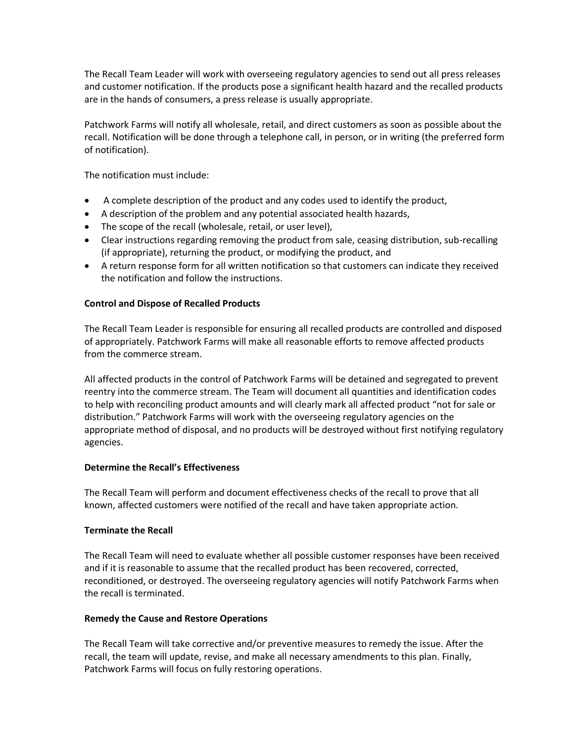The Recall Team Leader will work with overseeing regulatory agencies to send out all press releases and customer notification. If the products pose a significant health hazard and the recalled products are in the hands of consumers, a press release is usually appropriate.

Patchwork Farms will notify all wholesale, retail, and direct customers as soon as possible about the recall. Notification will be done through a telephone call, in person, or in writing (the preferred form of notification).

The notification must include:

- A complete description of the product and any codes used to identify the product,
- A description of the problem and any potential associated health hazards,
- The scope of the recall (wholesale, retail, or user level),
- Clear instructions regarding removing the product from sale, ceasing distribution, sub-recalling (if appropriate), returning the product, or modifying the product, and
- A return response form for all written notification so that customers can indicate they received the notification and follow the instructions.

**Control and Dispose of Recalled Products**

The Recall Team Leader is responsible for ensuring all recalled products are controlled and disposed of appropriately. Patchwork Farms will make all reasonable efforts to remove affected products from the commerce stream.

All affected products in the control of Patchwork Farms will be detained and segregated to prevent reentry into the commerce stream. The Team will document all quantities and identification codes to help with reconciling product amounts and will clearly mark all affected product "not for sale or distribution." Patchwork Farms will work with the overseeing regulatory agencies on the appropriate method of disposal, and no products will be destroyed without first notifying regulatory agencies.

**Determine the Recall's Effectiveness**

The Recall Team will perform and document effectiveness checks of the recall to prove that all known, affected customers were notified of the recall and have taken appropriate action.

**Terminate the Recall**

The Recall Team will need to evaluate whether all possible customer responses have been received and if it is reasonable to assume that the recalled product has been recovered, corrected, reconditioned, or destroyed. The overseeing regulatory agencies will notify Patchwork Farms when the recall is terminated.

**Remedy the Cause and Restore Operations**

The Recall Team will take corrective and/or preventive measures to remedy the issue. After the recall, the team will update, revise, and make all necessary amendments to this plan. Finally, Patchwork Farms will focus on fully restoring operations.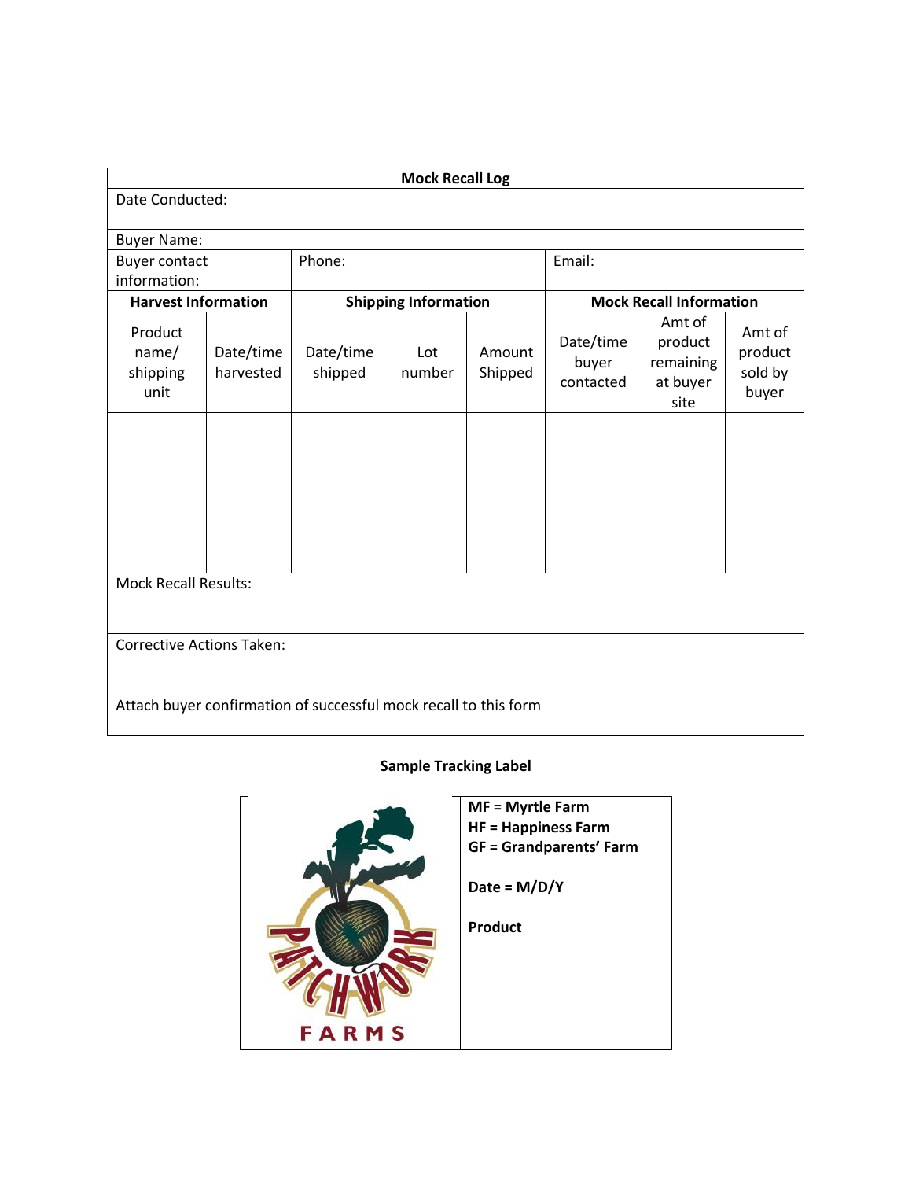## Mock Recall Log

| Mock Recall Log | | | | | | | |
|---|---|---|---|---|---|---|---|
| Date Conducted: | | | | | | | |
| Buyer Name: | | | | | | | |
| Buyer contact information: | | Phone: | | | Email: | | |
| **Harvest Information** | | **Shipping Information** | | | **Mock Recall Information** | | |
| Product name/ shipping unit | Date/time harvested | Date/time shipped | Lot number | Amount Shipped | Date/time buyer contacted | Amt of product remaining at buyer site | Amt of product sold by buyer |
| | | | | | | | |
| Mock Recall Results: | | | | | | | |
| Corrective Actions Taken: | | | | | | | |
| Attach buyer confirmation of successful mock recall to this form | | | | | | | |

**Sample Tracking Label**

PATCHWORK FARMS

**MF = Myrtle Farm**
**HF = Happiness Farm**
**GF = Grandparents' Farm**

**Date = M/D/Y**

**Product**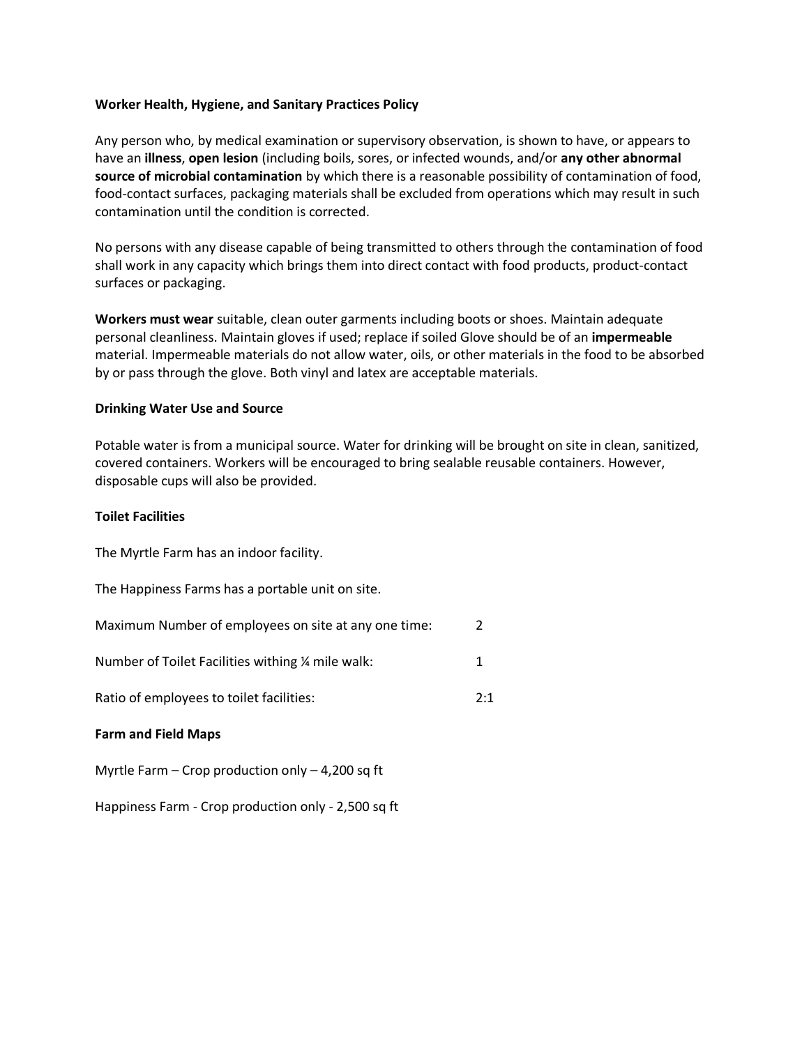**Worker Health, Hygiene, and Sanitary Practices Policy**

Any person who, by medical examination or supervisory observation, is shown to have, or appears to have an **illness**, **open lesion** (including boils, sores, or infected wounds, and/or **any other abnormal source of microbial contamination** by which there is a reasonable possibility of contamination of food, food-contact surfaces, packaging materials shall be excluded from operations which may result in such contamination until the condition is corrected.

No persons with any disease capable of being transmitted to others through the contamination of food shall work in any capacity which brings them into direct contact with food products, product-contact surfaces or packaging.

**Workers must wear** suitable, clean outer garments including boots or shoes. Maintain adequate personal cleanliness. Maintain gloves if used; replace if soiled Glove should be of an **impermeable** material. Impermeable materials do not allow water, oils, or other materials in the food to be absorbed by or pass through the glove. Both vinyl and latex are acceptable materials.

**Drinking Water Use and Source**

Potable water is from a municipal source. Water for drinking will be brought on site in clean, sanitized, covered containers. Workers will be encouraged to bring sealable reusable containers. However, disposable cups will also be provided.

**Toilet Facilities**

The Myrtle Farm has an indoor facility.

The Happiness Farms has a portable unit on site.

| | |
|---|---|
| Maximum Number of employees on site at any one time: | 2 |
| Number of Toilet Facilities withing ¼ mile walk: | 1 |
| Ratio of employees to toilet facilities: | 2:1 |

**Farm and Field Maps**

Myrtle Farm – Crop production only – 4,200 sq ft

Happiness Farm - Crop production only - 2,500 sq ft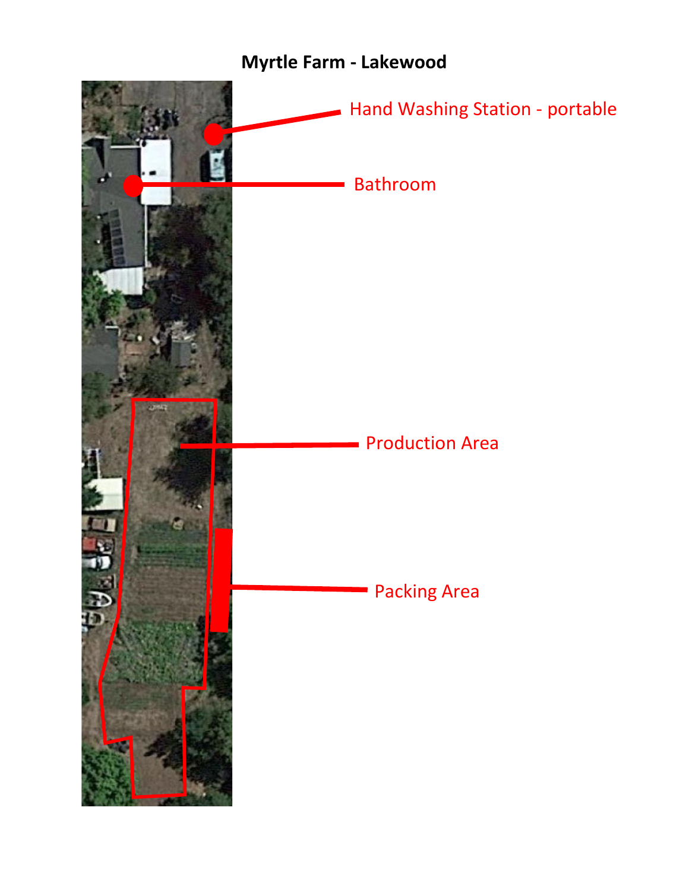# Myrtle Farm - Lakewood

Hand Washing Station - portable

Bathroom

Production Area

Packing Area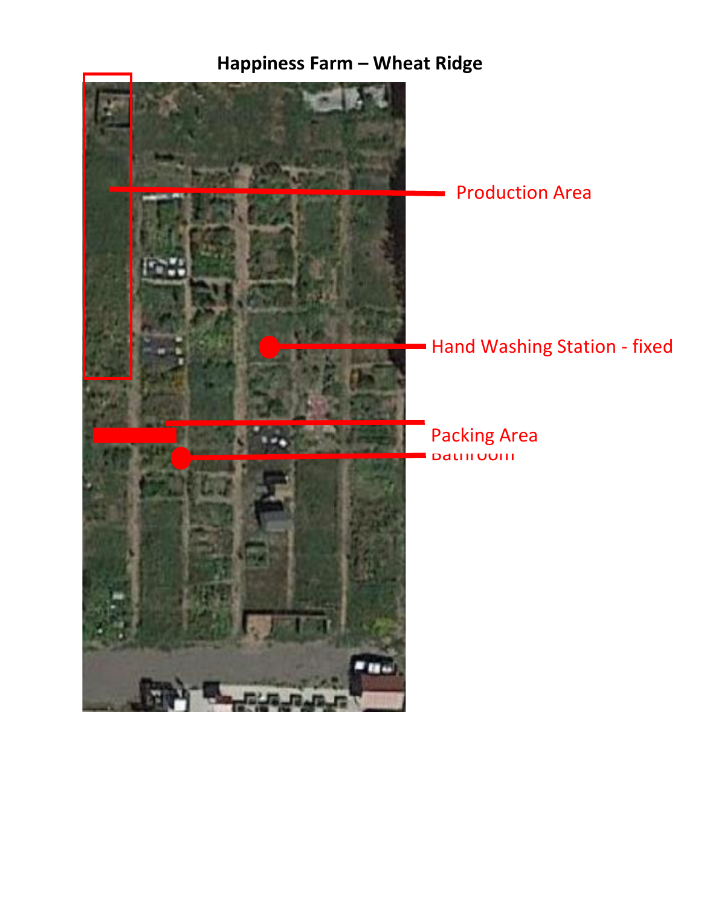# Happiness Farm – Wheat Ridge

Production Area

Hand Washing Station - fixed

Packing Area

Bathroom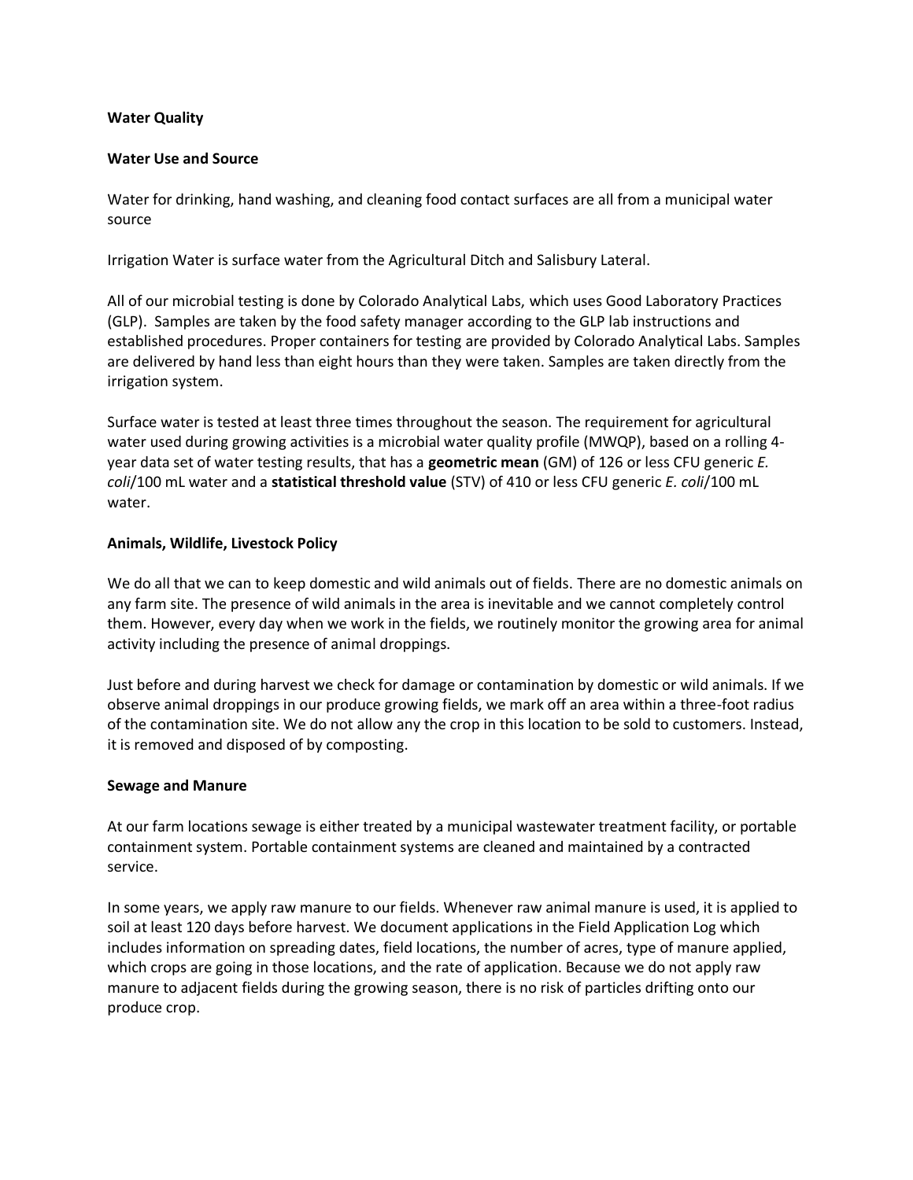**Water Quality**

**Water Use and Source**

Water for drinking, hand washing, and cleaning food contact surfaces are all from a municipal water source

Irrigation Water is surface water from the Agricultural Ditch and Salisbury Lateral.

All of our microbial testing is done by Colorado Analytical Labs, which uses Good Laboratory Practices (GLP). Samples are taken by the food safety manager according to the GLP lab instructions and established procedures. Proper containers for testing are provided by Colorado Analytical Labs. Samples are delivered by hand less than eight hours than they were taken. Samples are taken directly from the irrigation system.

Surface water is tested at least three times throughout the season. The requirement for agricultural water used during growing activities is a microbial water quality profile (MWQP), based on a rolling 4-year data set of water testing results, that has a **geometric mean** (GM) of 126 or less CFU generic *E. coli*/100 mL water and a **statistical threshold value** (STV) of 410 or less CFU generic *E. coli*/100 mL water.

**Animals, Wildlife, Livestock Policy**

We do all that we can to keep domestic and wild animals out of fields. There are no domestic animals on any farm site. The presence of wild animals in the area is inevitable and we cannot completely control them. However, every day when we work in the fields, we routinely monitor the growing area for animal activity including the presence of animal droppings.

Just before and during harvest we check for damage or contamination by domestic or wild animals. If we observe animal droppings in our produce growing fields, we mark off an area within a three-foot radius of the contamination site. We do not allow any the crop in this location to be sold to customers. Instead, it is removed and disposed of by composting.

**Sewage and Manure**

At our farm locations sewage is either treated by a municipal wastewater treatment facility, or portable containment system. Portable containment systems are cleaned and maintained by a contracted service.

In some years, we apply raw manure to our fields. Whenever raw animal manure is used, it is applied to soil at least 120 days before harvest. We document applications in the Field Application Log which includes information on spreading dates, field locations, the number of acres, type of manure applied, which crops are going in those locations, and the rate of application. Because we do not apply raw manure to adjacent fields during the growing season, there is no risk of particles drifting onto our produce crop.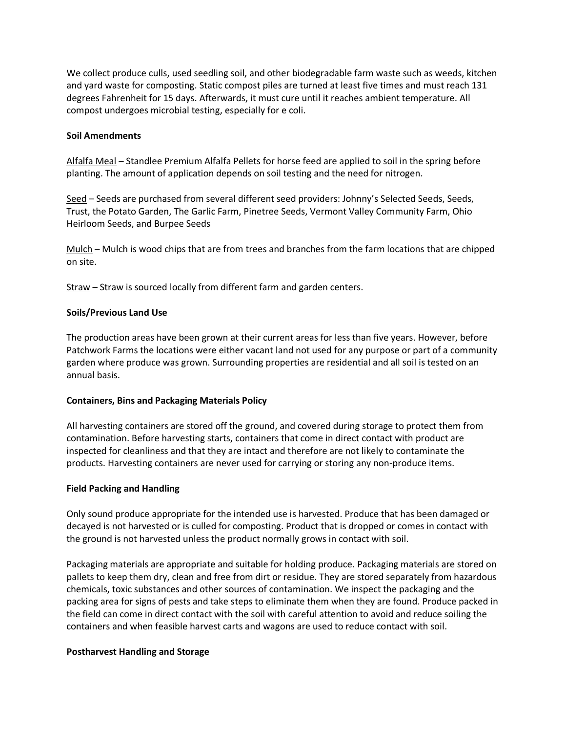We collect produce culls, used seedling soil, and other biodegradable farm waste such as weeds, kitchen and yard waste for composting. Static compost piles are turned at least five times and must reach 131 degrees Fahrenheit for 15 days. Afterwards, it must cure until it reaches ambient temperature. All compost undergoes microbial testing, especially for e coli.

**Soil Amendments**

Alfalfa Meal – Standlee Premium Alfalfa Pellets for horse feed are applied to soil in the spring before planting. The amount of application depends on soil testing and the need for nitrogen.

Seed – Seeds are purchased from several different seed providers: Johnny's Selected Seeds, Seeds, Trust, the Potato Garden, The Garlic Farm, Pinetree Seeds, Vermont Valley Community Farm, Ohio Heirloom Seeds, and Burpee Seeds

Mulch – Mulch is wood chips that are from trees and branches from the farm locations that are chipped on site.

Straw – Straw is sourced locally from different farm and garden centers.

**Soils/Previous Land Use**

The production areas have been grown at their current areas for less than five years. However, before Patchwork Farms the locations were either vacant land not used for any purpose or part of a community garden where produce was grown. Surrounding properties are residential and all soil is tested on an annual basis.

**Containers, Bins and Packaging Materials Policy**

All harvesting containers are stored off the ground, and covered during storage to protect them from contamination. Before harvesting starts, containers that come in direct contact with product are inspected for cleanliness and that they are intact and therefore are not likely to contaminate the products. Harvesting containers are never used for carrying or storing any non-produce items.

**Field Packing and Handling**

Only sound produce appropriate for the intended use is harvested. Produce that has been damaged or decayed is not harvested or is culled for composting. Product that is dropped or comes in contact with the ground is not harvested unless the product normally grows in contact with soil.

Packaging materials are appropriate and suitable for holding produce. Packaging materials are stored on pallets to keep them dry, clean and free from dirt or residue. They are stored separately from hazardous chemicals, toxic substances and other sources of contamination. We inspect the packaging and the packing area for signs of pests and take steps to eliminate them when they are found. Produce packed in the field can come in direct contact with the soil with careful attention to avoid and reduce soiling the containers and when feasible harvest carts and wagons are used to reduce contact with soil.

**Postharvest Handling and Storage**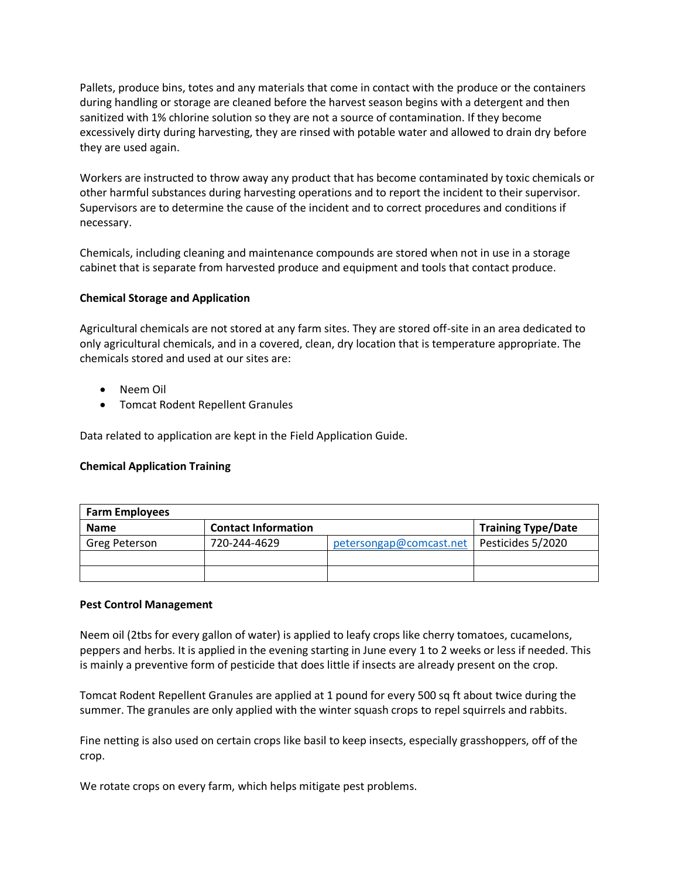Pallets, produce bins, totes and any materials that come in contact with the produce or the containers during handling or storage are cleaned before the harvest season begins with a detergent and then sanitized with 1% chlorine solution so they are not a source of contamination. If they become excessively dirty during harvesting, they are rinsed with potable water and allowed to drain dry before they are used again.

Workers are instructed to throw away any product that has become contaminated by toxic chemicals or other harmful substances during harvesting operations and to report the incident to their supervisor. Supervisors are to determine the cause of the incident and to correct procedures and conditions if necessary.

Chemicals, including cleaning and maintenance compounds are stored when not in use in a storage cabinet that is separate from harvested produce and equipment and tools that contact produce.

**Chemical Storage and Application**

Agricultural chemicals are not stored at any farm sites. They are stored off-site in an area dedicated to only agricultural chemicals, and in a covered, clean, dry location that is temperature appropriate. The chemicals stored and used at our sites are:

- Neem Oil
- Tomcat Rodent Repellent Granules

Data related to application are kept in the Field Application Guide.

**Chemical Application Training**

| Farm Employees | | | |
|---|---|---|---|
| **Name** | **Contact Information** | | **Training Type/Date** |
| Greg Peterson | 720-244-4629 | petersongap@comcast.net | Pesticides 5/2020 |
| | | | |
| | | | |

**Pest Control Management**

Neem oil (2tbs for every gallon of water) is applied to leafy crops like cherry tomatoes, cucamelons, peppers and herbs. It is applied in the evening starting in June every 1 to 2 weeks or less if needed. This is mainly a preventive form of pesticide that does little if insects are already present on the crop.

Tomcat Rodent Repellent Granules are applied at 1 pound for every 500 sq ft about twice during the summer. The granules are only applied with the winter squash crops to repel squirrels and rabbits.

Fine netting is also used on certain crops like basil to keep insects, especially grasshoppers, off of the crop.

We rotate crops on every farm, which helps mitigate pest problems.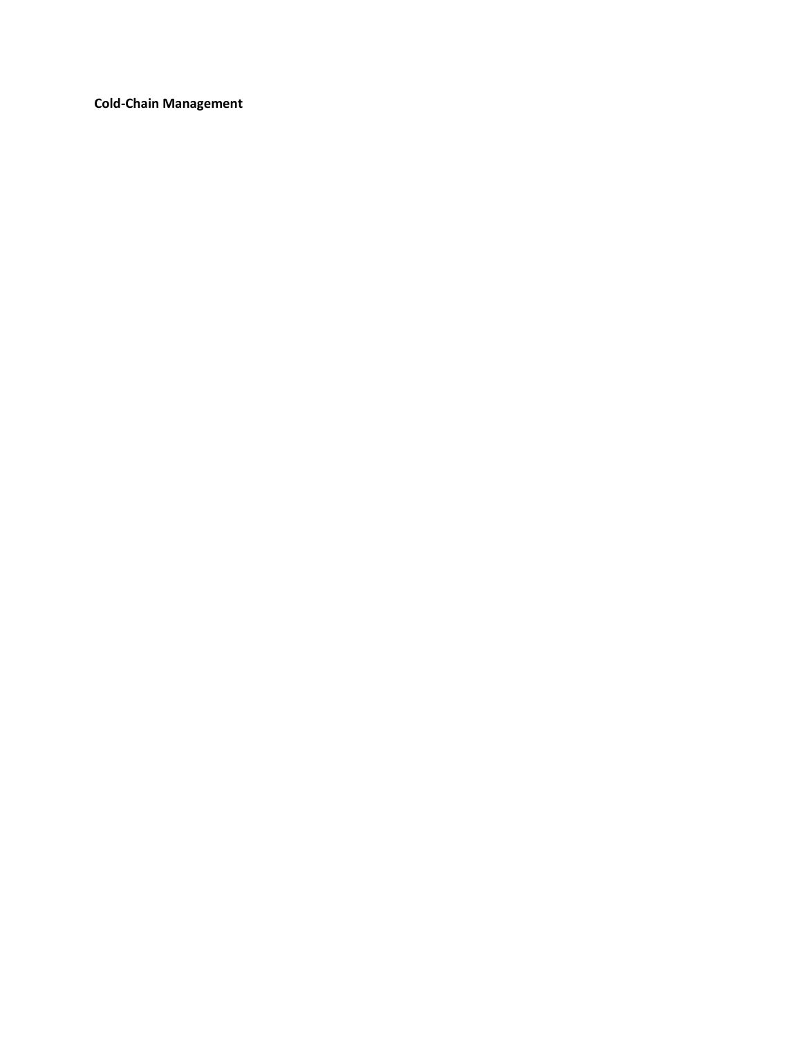**Cold-Chain Management**